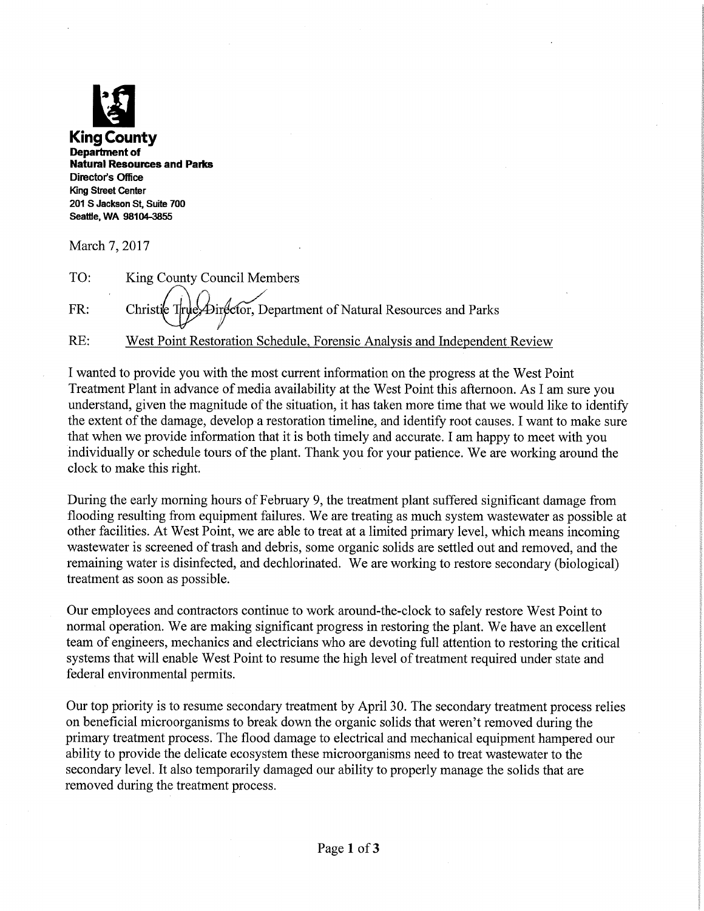**King County**
**Department of Natural Resources and Parks**
**Director's Office**
**King Street Center**
**201 S Jackson St, Suite 700**
**Seattle, WA 98104-3855**

March 7, 2017

TO: King County Council Members

FR: Christie True, Director, Department of Natural Resources and Parks

RE: West Point Restoration Schedule, Forensic Analysis and Independent Review

I wanted to provide you with the most current information on the progress at the West Point Treatment Plant in advance of media availability at the West Point this afternoon. As I am sure you understand, given the magnitude of the situation, it has taken more time that we would like to identify the extent of the damage, develop a restoration timeline, and identify root causes. I want to make sure that when we provide information that it is both timely and accurate. I am happy to meet with you individually or schedule tours of the plant. Thank you for your patience. We are working around the clock to make this right.

During the early morning hours of February 9, the treatment plant suffered significant damage from flooding resulting from equipment failures. We are treating as much system wastewater as possible at other facilities. At West Point, we are able to treat at a limited primary level, which means incoming wastewater is screened of trash and debris, some organic solids are settled out and removed, and the remaining water is disinfected, and dechlorinated. We are working to restore secondary (biological) treatment as soon as possible.

Our employees and contractors continue to work around-the-clock to safely restore West Point to normal operation. We are making significant progress in restoring the plant. We have an excellent team of engineers, mechanics and electricians who are devoting full attention to restoring the critical systems that will enable West Point to resume the high level of treatment required under state and federal environmental permits.

Our top priority is to resume secondary treatment by April 30. The secondary treatment process relies on beneficial microorganisms to break down the organic solids that weren't removed during the primary treatment process. The flood damage to electrical and mechanical equipment hampered our ability to provide the delicate ecosystem these microorganisms need to treat wastewater to the secondary level. It also temporarily damaged our ability to properly manage the solids that are removed during the treatment process.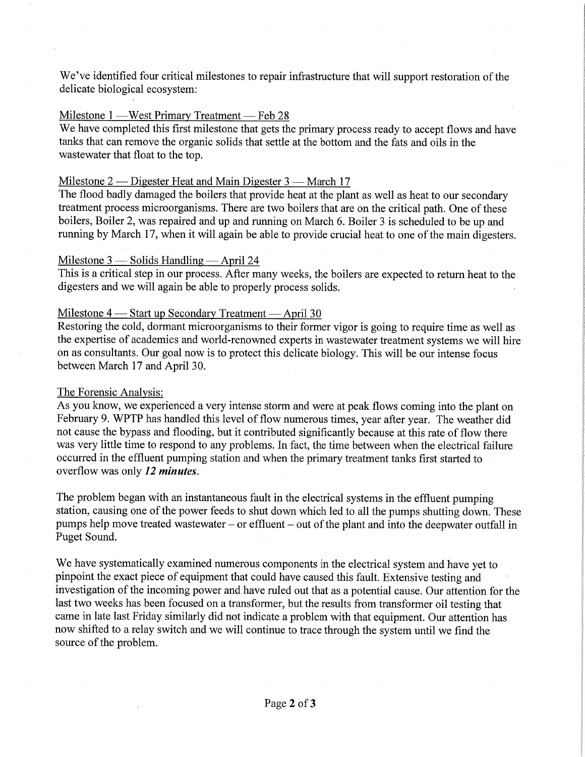We've identified four critical milestones to repair infrastructure that will support restoration of the delicate biological ecosystem:

Milestone 1 —West Primary Treatment — Feb 28

We have completed this first milestone that gets the primary process ready to accept flows and have tanks that can remove the organic solids that settle at the bottom and the fats and oils in the wastewater that float to the top.

Milestone 2 — Digester Heat and Main Digester 3 — March 17

The flood badly damaged the boilers that provide heat at the plant as well as heat to our secondary treatment process microorganisms. There are two boilers that are on the critical path. One of these boilers, Boiler 2, was repaired and up and running on March 6. Boiler 3 is scheduled to be up and running by March 17, when it will again be able to provide crucial heat to one of the main digesters.

Milestone 3 — Solids Handling — April 24

This is a critical step in our process. After many weeks, the boilers are expected to return heat to the digesters and we will again be able to properly process solids.

Milestone 4 — Start up Secondary Treatment — April 30

Restoring the cold, dormant microorganisms to their former vigor is going to require time as well as the expertise of academics and world-renowned experts in wastewater treatment systems we will hire on as consultants. Our goal now is to protect this delicate biology. This will be our intense focus between March 17 and April 30.

The Forensic Analysis:

As you know, we experienced a very intense storm and were at peak flows coming into the plant on February 9. WPTP has handled this level of flow numerous times, year after year. The weather did not cause the bypass and flooding, but it contributed significantly because at this rate of flow there was very little time to respond to any problems. In fact, the time between when the electrical failure occurred in the effluent pumping station and when the primary treatment tanks first started to overflow was only ***12 minutes***.

The problem began with an instantaneous fault in the electrical systems in the effluent pumping station, causing one of the power feeds to shut down which led to all the pumps shutting down. These pumps help move treated wastewater – or effluent – out of the plant and into the deepwater outfall in Puget Sound.

We have systematically examined numerous components in the electrical system and have yet to pinpoint the exact piece of equipment that could have caused this fault. Extensive testing and investigation of the incoming power and have ruled out that as a potential cause. Our attention for the last two weeks has been focused on a transformer, but the results from transformer oil testing that came in late last Friday similarly did not indicate a problem with that equipment. Our attention has now shifted to a relay switch and we will continue to trace through the system until we find the source of the problem.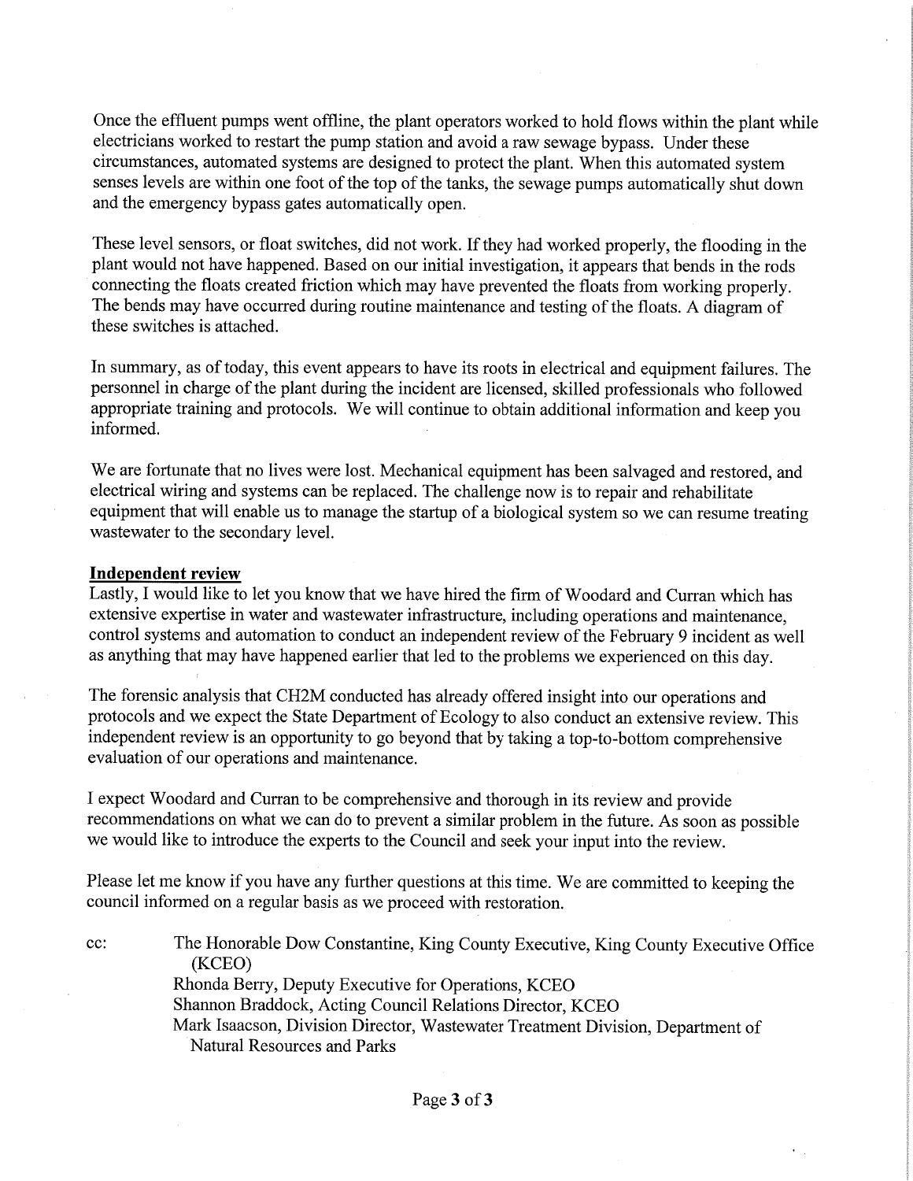Once the effluent pumps went offline, the plant operators worked to hold flows within the plant while electricians worked to restart the pump station and avoid a raw sewage bypass. Under these circumstances, automated systems are designed to protect the plant. When this automated system senses levels are within one foot of the top of the tanks, the sewage pumps automatically shut down and the emergency bypass gates automatically open.

These level sensors, or float switches, did not work. If they had worked properly, the flooding in the plant would not have happened. Based on our initial investigation, it appears that bends in the rods connecting the floats created friction which may have prevented the floats from working properly. The bends may have occurred during routine maintenance and testing of the floats. A diagram of these switches is attached.

In summary, as of today, this event appears to have its roots in electrical and equipment failures. The personnel in charge of the plant during the incident are licensed, skilled professionals who followed appropriate training and protocols. We will continue to obtain additional information and keep you informed.

We are fortunate that no lives were lost. Mechanical equipment has been salvaged and restored, and electrical wiring and systems can be replaced. The challenge now is to repair and rehabilitate equipment that will enable us to manage the startup of a biological system so we can resume treating wastewater to the secondary level.

**Independent review**

Lastly, I would like to let you know that we have hired the firm of Woodard and Curran which has extensive expertise in water and wastewater infrastructure, including operations and maintenance, control systems and automation to conduct an independent review of the February 9 incident as well as anything that may have happened earlier that led to the problems we experienced on this day.

The forensic analysis that CH2M conducted has already offered insight into our operations and protocols and we expect the State Department of Ecology to also conduct an extensive review. This independent review is an opportunity to go beyond that by taking a top-to-bottom comprehensive evaluation of our operations and maintenance.

I expect Woodard and Curran to be comprehensive and thorough in its review and provide recommendations on what we can do to prevent a similar problem in the future. As soon as possible we would like to introduce the experts to the Council and seek your input into the review.

Please let me know if you have any further questions at this time. We are committed to keeping the council informed on a regular basis as we proceed with restoration.

cc: The Honorable Dow Constantine, King County Executive, King County Executive Office (KCEO)
Rhonda Berry, Deputy Executive for Operations, KCEO
Shannon Braddock, Acting Council Relations Director, KCEO
Mark Isaacson, Division Director, Wastewater Treatment Division, Department of Natural Resources and Parks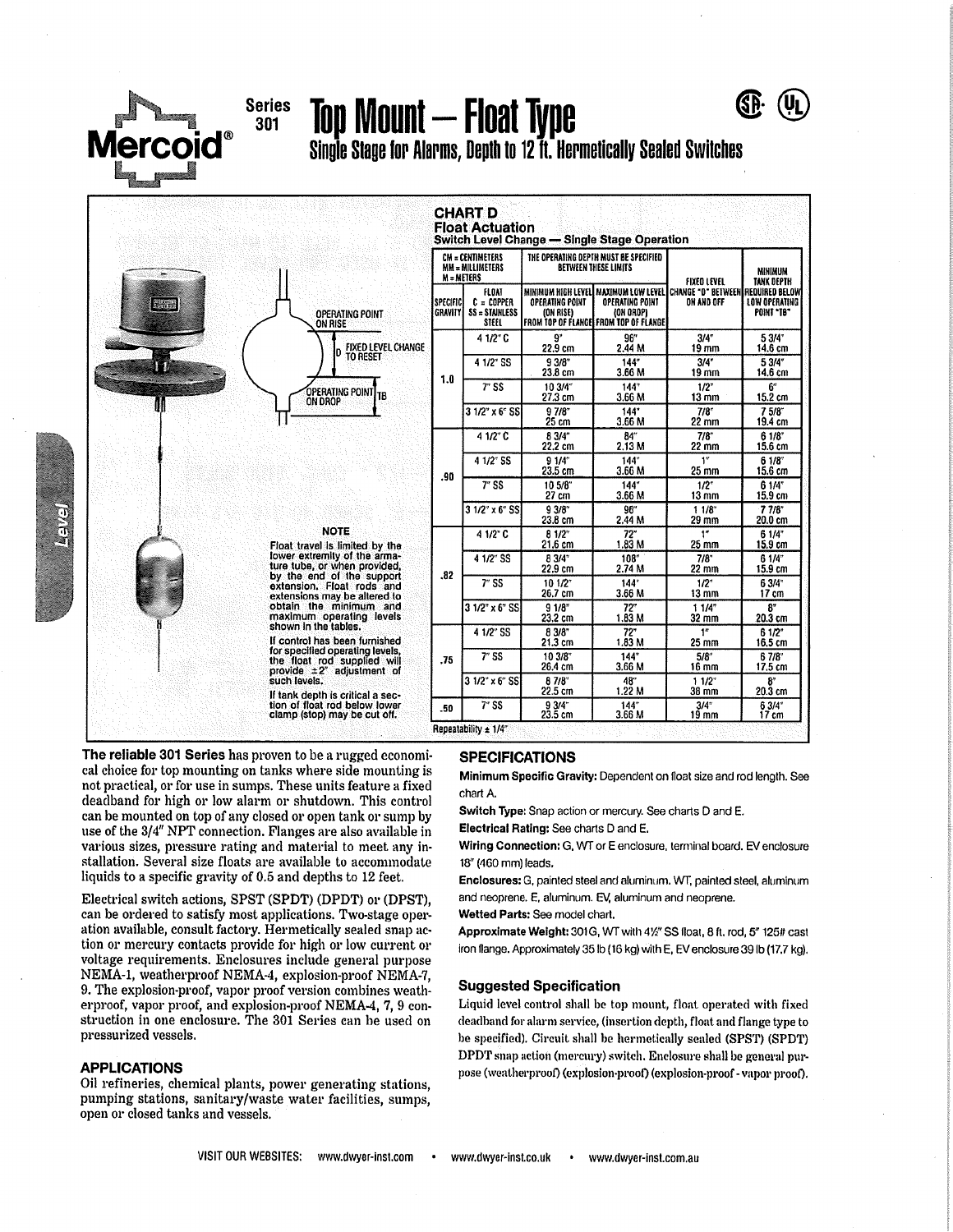# Mercoid® Series 301 Top Mount – Float Type

## Single Stage for Alarms, Depth to 12 ft. Hermetically Sealed Switches

OPERATING POINT ON RISE

D FIXED LEVEL CHANGE TO RESET

OPERATING POINT ON DROP

TB

**NOTE**

Float travel is limited by the lower extremity of the armature tube, or when provided, by the end of the support extension. Float rods and extensions may be altered to obtain the minimum and maximum operating levels shown in the tables.

If control has been furnished for specified operating levels, the float rod supplied will provide ±2" adjustment of such levels.

If tank depth is critical a section of float rod below lower clamp (stop) may be cut off.

### CHART D
### Float Actuation
**Switch Level Change — Single Stage Operation**

| CM = CENTIMETERS MM = MILLIMETERS M = METERS | | THE OPERATING DEPTH MUST BE SPECIFIED BETWEEN THESE LIMITS | | FIXED LEVEL CHANGE "D" BETWEEN ON AND OFF | MINIMUM TANK DEPTH REQUIRED BELOW LOW OPERATING POINT "TB" |
|---|---|---|---|---|---|
| SPECIFIC GRAVITY | FLOAT C = COPPER SS = STAINLESS STEEL | MINIMUM HIGH LEVEL OPERATING POINT (ON RISE) FROM TOP OF FLANGE | MAXIMUM LOW LEVEL OPERATING POINT (ON DROP) FROM TOP OF FLANGE | | |
| 1.0 | 4 1/2" C | 9" 22.9 cm | 96" 2.44 M | 3/4" 19 mm | 5 3/4" 14.6 cm |
| | 4 1/2" SS | 9 3/8" 23.8 cm | 144" 3.66 M | 3/4" 19 mm | 5 3/4" 14.6 cm |
| | 7" SS | 10 3/4" 27.3 cm | 144" 3.66 M | 1/2" 13 mm | 6" 15.2 cm |
| | 3 1/2" x 6" SS | 9 7/8" 25 cm | 144" 3.66 M | 7/8" 22 mm | 7 5/8" 19.4 cm |
| .90 | 4 1/2" C | 8 3/4" 22.2 cm | 84" 2.13 M | 7/8" 22 mm | 6 1/8" 15.6 cm |
| | 4 1/2" SS | 9 1/4" 23.5 cm | 144" 3.66 M | 1" 25 mm | 6 1/8" 15.6 cm |
| | 7" SS | 10 5/8" 27 cm | 144" 3.66 M | 1/2" 13 mm | 6 1/4" 15.9 cm |
| | 3 1/2" x 6" SS | 9 3/8" 23.8 cm | 96" 2.44 M | 1 1/8" 29 mm | 7 7/8" 20.0 cm |
| .82 | 4 1/2" C | 8 1/2" 21.6 cm | 72" 1.83 M | 1" 25 mm | 6 1/4" 15.9 cm |
| | 4 1/2" SS | 8 3/4" 22.9 cm | 108" 2.74 M | 7/8" 22 mm | 6 1/4" 15.9 cm |
| | 7" SS | 10 1/2" 26.7 cm | 144" 3.66 M | 1/2" 13 mm | 6 3/4" 17 cm |
| | 3 1/2" x 6" SS | 9 1/8" 23.2 cm | 72" 1.83 M | 1 1/4" 32 mm | 8" 20.3 cm |
| .75 | 4 1/2" SS | 8 3/8" 21.3 cm | 72" 1.83 M | 1" 25 mm | 6 1/2" 16.5 cm |
| | 7" SS | 10 3/8" 26.4 cm | 144" 3.66 M | 5/8" 16 mm | 6 7/8" 17.5 cm |
| | 3 1/2" x 6" SS | 8 7/8" 22.5 cm | 48" 1.22 M | 1 1/2" 38 mm | 8" 20.3 cm |
| .50 | 7" SS | 9 3/4" 23.5 cm | 144" 3.66 M | 3/4" 19 mm | 6 3/4" 17 cm |

Repeatability ± 1/4"

**The reliable 301 Series** has proven to be a rugged economical choice for top mounting on tanks where side mounting is not practical, or for use in sumps. These units feature a fixed deadband for high or low alarm or shutdown. This control can be mounted on top of any closed or open tank or sump by use of the 3/4" NPT connection. Flanges are also available in various sizes, pressure rating and material to meet any installation. Several size floats are available to accommodate liquids to a specific gravity of 0.5 and depths to 12 feet.

Electrical switch actions, SPST (SPDT) (DPDT) or (DPST), can be ordered to satisfy most applications. Two-stage operation available, consult factory. Hermetically sealed snap action or mercury contacts provide for high or low current or voltage requirements. Enclosures include general purpose NEMA-1, weatherproof NEMA-4, explosion-proof NEMA-7, 9. The explosion-proof, vapor proof version combines weatherproof, vapor proof, and explosion-proof NEMA-4, 7, 9 construction in one enclosure. The 301 Series can be used on pressurized vessels.

### APPLICATIONS

Oil refineries, chemical plants, power generating stations, pumping stations, sanitary/waste water facilities, sumps, open or closed tanks and vessels.

### SPECIFICATIONS

**Minimum Specific Gravity:** Dependent on float size and rod length. See chart A.

**Switch Type:** Snap action or mercury. See charts D and E.

**Electrical Rating:** See charts D and E.

**Wiring Connection:** G, WT or E enclosure, terminal board. EV enclosure 18" (460 mm) leads.

**Enclosures:** G, painted steel and aluminum. WT, painted steel, aluminum and neoprene. E, aluminum. EV, aluminum and neoprene.

**Wetted Parts:** See model chart.

**Approximate Weight:** 301G, WT with 4½" SS float, 8 ft. rod, 5" 125# cast iron flange. Approximately 35 lb (16 kg) with E, EV enclosure 39 lb (17.7 kg).

### Suggested Specification

Liquid level control shall be top mount, float operated with fixed deadband for alarm service, (insertion depth, float and flange type to be specified). Circuit shall be hermetically sealed (SPST) (SPDT) DPDT snap action (mercury) switch. Enclosure shall be general purpose (weatherproof) (explosion-proof) (explosion-proof - vapor proof).

VISIT OUR WEBSITES: www.dwyer-inst.com • www.dwyer-inst.co.uk • www.dwyer-inst.com.au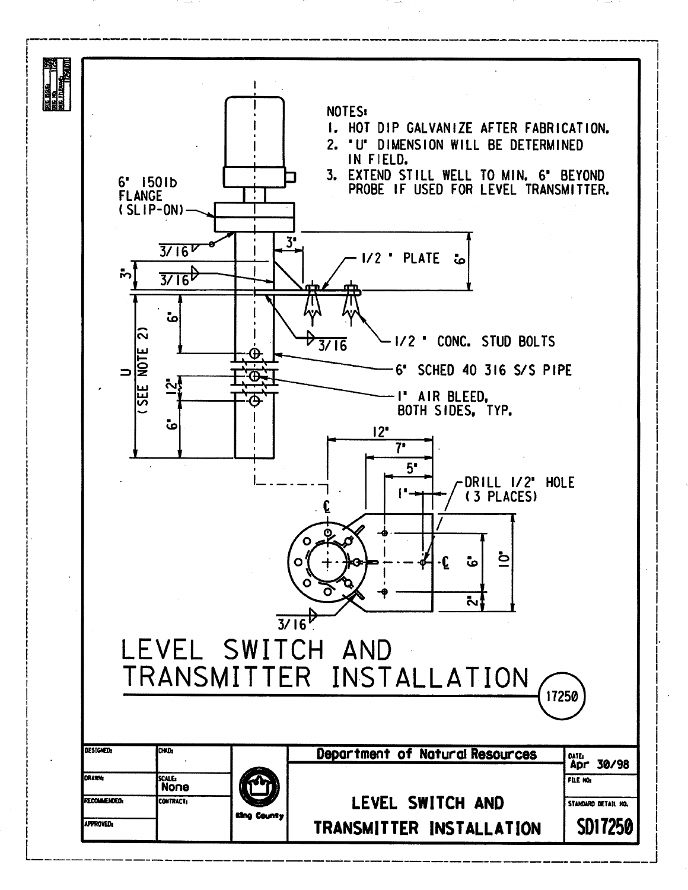NOTES:

1. HOT DIP GALVANIZE AFTER FABRICATION.
2. "U" DIMENSION WILL BE DETERMINED IN FIELD.
3. EXTEND STILL WELL TO MIN. 6" BEYOND PROBE IF USED FOR LEVEL TRANSMITTER.

6" 150lb FLANGE (SLIP-ON)

3/16

3"

3/16

3"

1/2 " PLATE

6"

3/16

1/2 " CONC. STUD BOLTS

6"

U (SEE NOTE 2)

6" SCHED 40 316 S/S PIPE

12"

1" AIR BLEED, BOTH SIDES, TYP.

6"

12"

7"

5"

1"

DRILL 1/2" HOLE (3 PLACES)

℄

℄

6"

10"

2"

3/16

# LEVEL SWITCH AND TRANSMITTER INSTALLATION

17250

| | | | | |
|---|---|---|---|---|
| DESIGNED: | CHKD: | King County | Department of Natural Resources | DATE: Apr 30/98 |
| DRAWN: | SCALE: None | | | FILE NO: |
| RECOMMENDED: | CONTRACT: | | LEVEL SWITCH AND TRANSMITTER INSTALLATION | STANDARD DETAIL NO. |
| APPROVED: | | | | SD17250 |